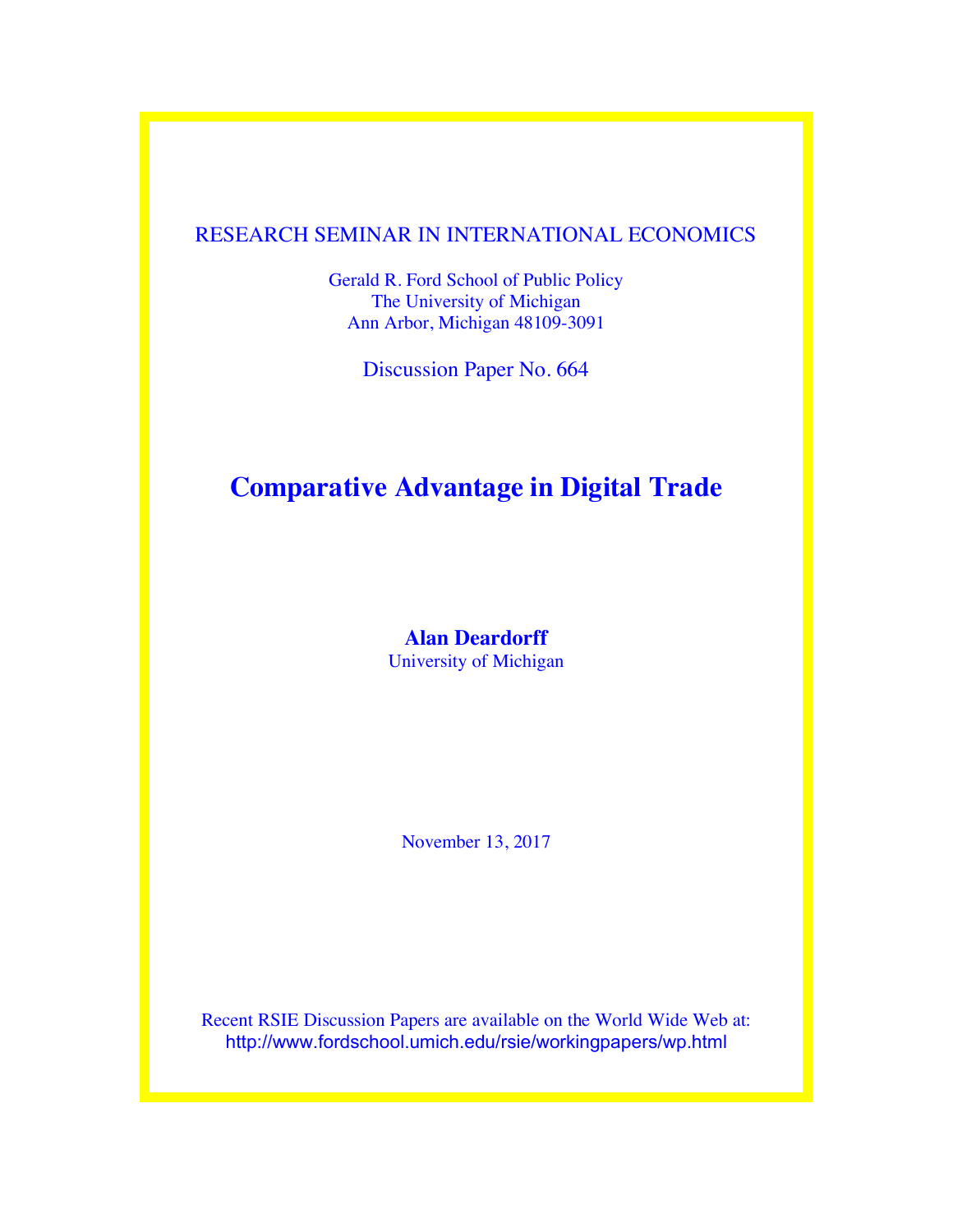RESEARCH SEMINAR IN INTERNATIONAL ECONOMICS

Gerald R. Ford School of Public Policy
The University of Michigan
Ann Arbor, Michigan 48109-3091

Discussion Paper No. 664

# Comparative Advantage in Digital Trade

**Alan Deardorff**
University of Michigan

November 13, 2017

Recent RSIE Discussion Papers are available on the World Wide Web at:
http://www.fordschool.umich.edu/rsie/workingpapers/wp.html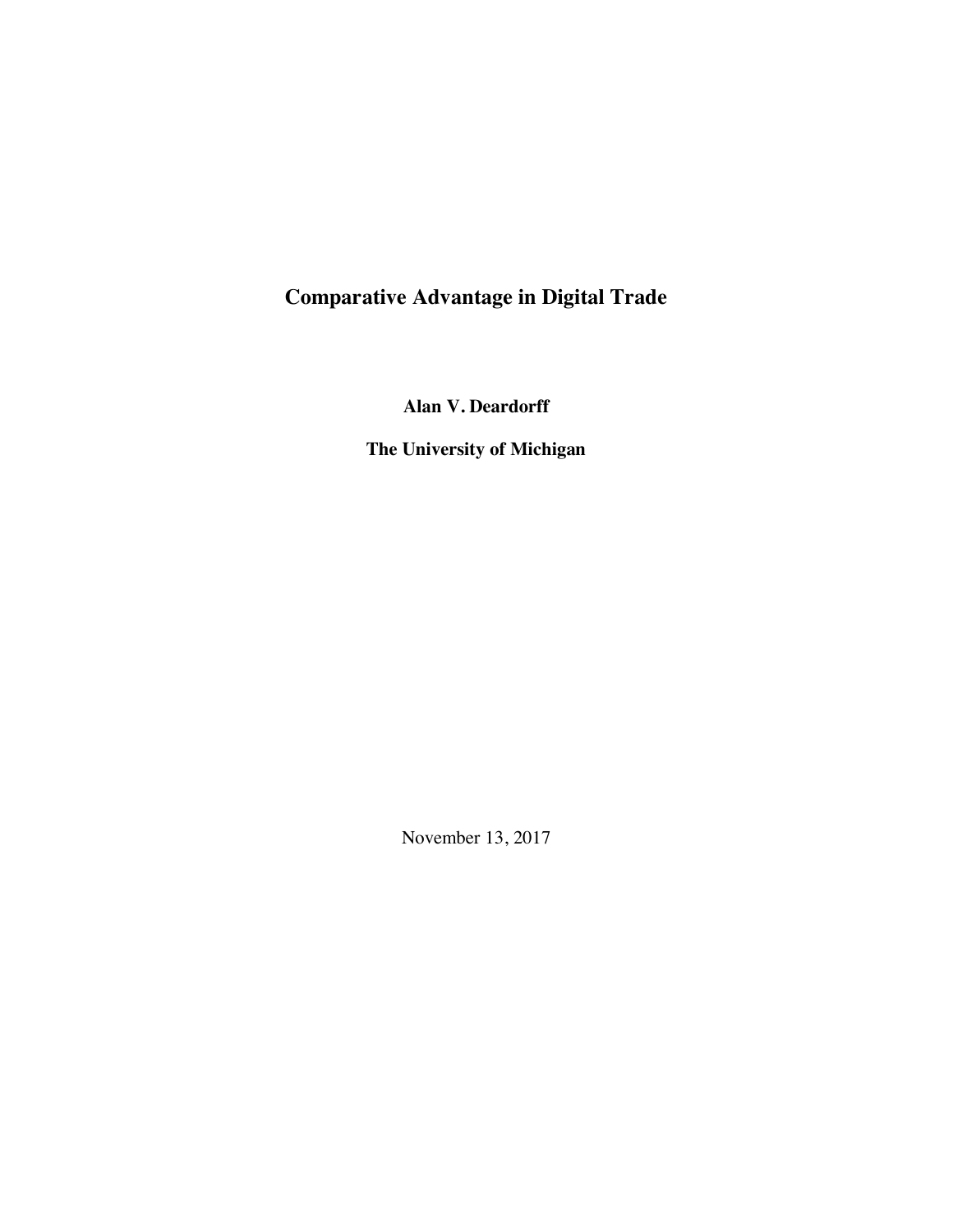# Comparative Advantage in Digital Trade

**Alan V. Deardorff**

**The University of Michigan**

November 13, 2017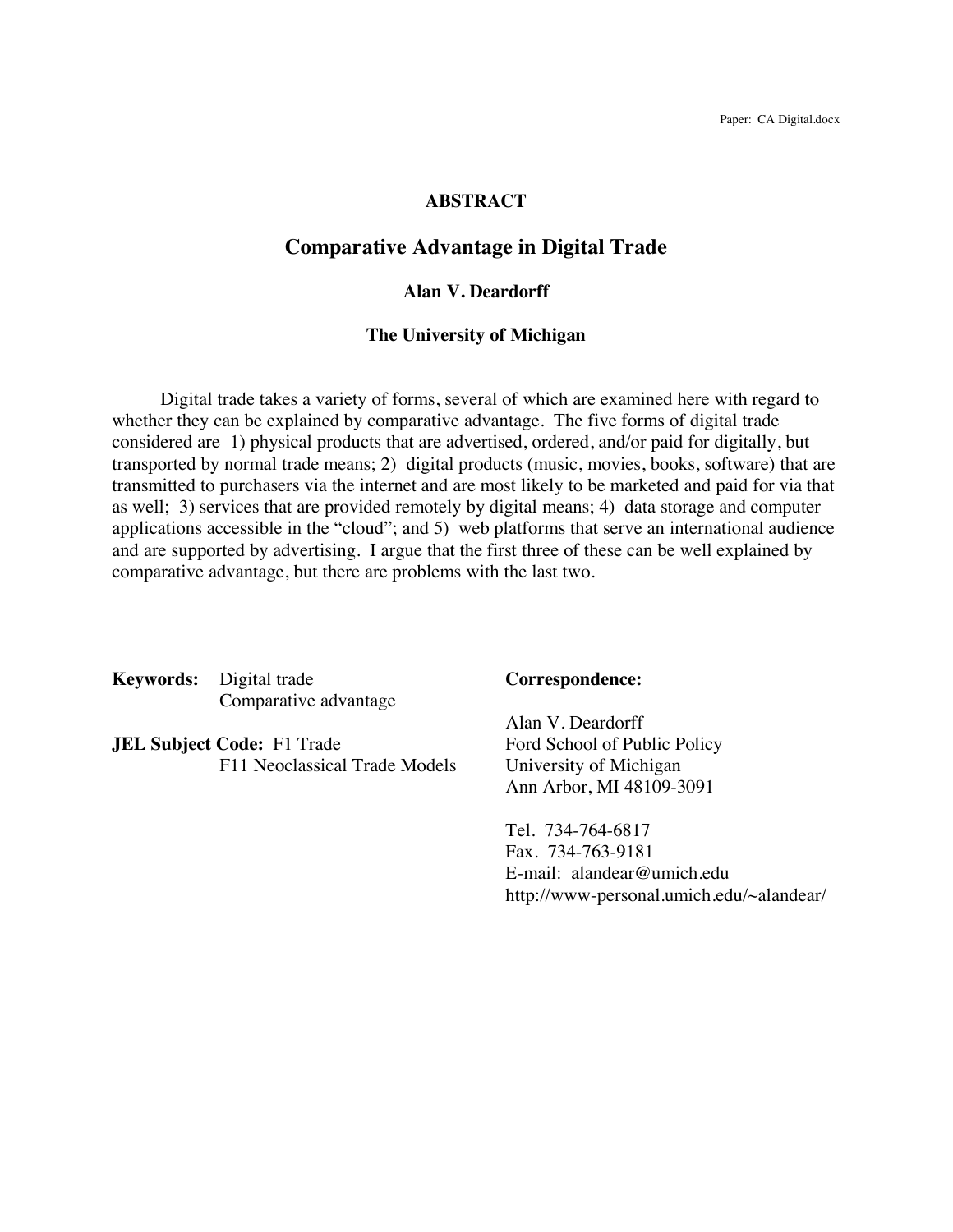Paper: CA Digital.docx

## ABSTRACT

# Comparative Advantage in Digital Trade

**Alan V. Deardorff**

**The University of Michigan**

Digital trade takes a variety of forms, several of which are examined here with regard to whether they can be explained by comparative advantage. The five forms of digital trade considered are 1) physical products that are advertised, ordered, and/or paid for digitally, but transported by normal trade means; 2) digital products (music, movies, books, software) that are transmitted to purchasers via the internet and are most likely to be marketed and paid for via that as well; 3) services that are provided remotely by digital means; 4) data storage and computer applications accessible in the "cloud"; and 5) web platforms that serve an international audience and are supported by advertising. I argue that the first three of these can be well explained by comparative advantage, but there are problems with the last two.

**Keywords:** Digital trade
Comparative advantage

**JEL Subject Code:** F1 Trade
F11 Neoclassical Trade Models

**Correspondence:**

Alan V. Deardorff
Ford School of Public Policy
University of Michigan
Ann Arbor, MI 48109-3091

Tel. 734-764-6817
Fax. 734-763-9181
E-mail: alandear@umich.edu
http://www-personal.umich.edu/~alandear/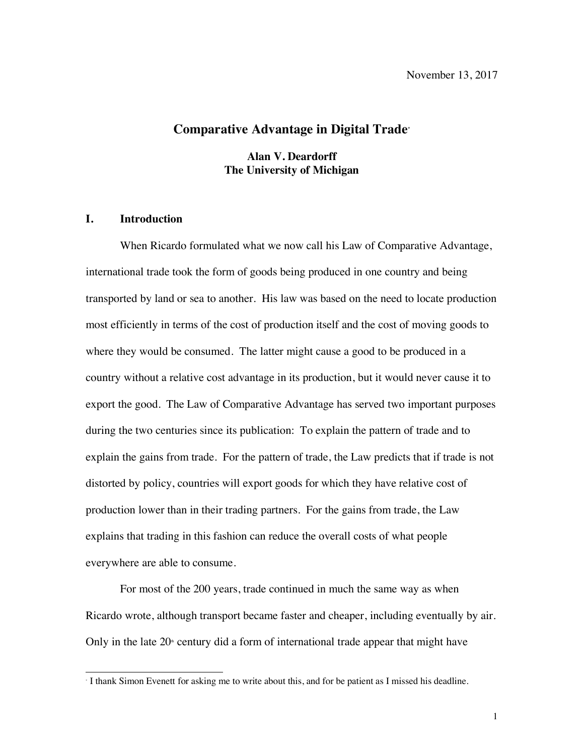November 13, 2017

# Comparative Advantage in Digital Trade[*]

**Alan V. Deardorff**
**The University of Michigan**

## I. Introduction

When Ricardo formulated what we now call his Law of Comparative Advantage, international trade took the form of goods being produced in one country and being transported by land or sea to another. His law was based on the need to locate production most efficiently in terms of the cost of production itself and the cost of moving goods to where they would be consumed. The latter might cause a good to be produced in a country without a relative cost advantage in its production, but it would never cause it to export the good. The Law of Comparative Advantage has served two important purposes during the two centuries since its publication: To explain the pattern of trade and to explain the gains from trade. For the pattern of trade, the Law predicts that if trade is not distorted by policy, countries will export goods for which they have relative cost of production lower than in their trading partners. For the gains from trade, the Law explains that trading in this fashion can reduce the overall costs of what people everywhere are able to consume.

For most of the 200 years, trade continued in much the same way as when Ricardo wrote, although transport became faster and cheaper, including eventually by air. Only in the late 20th century did a form of international trade appear that might have

---

[*] I thank Simon Evenett for asking me to write about this, and for be patient as I missed his deadline.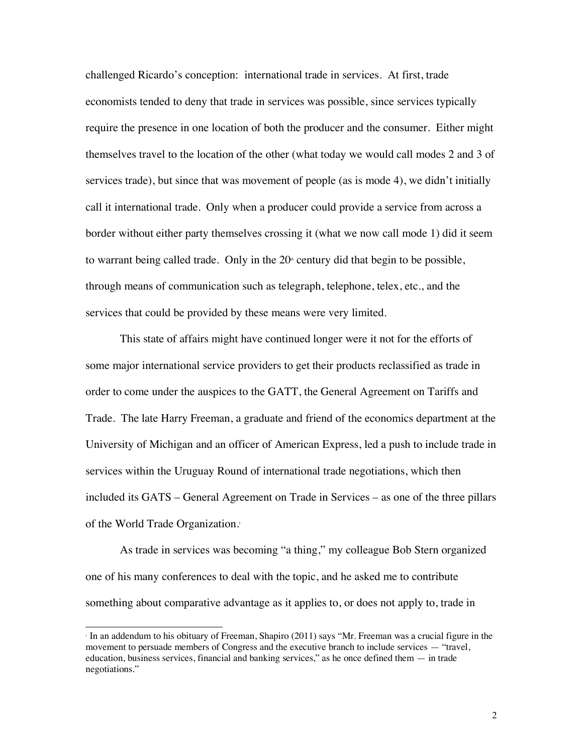challenged Ricardo's conception: international trade in services. At first, trade economists tended to deny that trade in services was possible, since services typically require the presence in one location of both the producer and the consumer. Either might themselves travel to the location of the other (what today we would call modes 2 and 3 of services trade), but since that was movement of people (as is mode 4), we didn't initially call it international trade. Only when a producer could provide a service from across a border without either party themselves crossing it (what we now call mode 1) did it seem to warrant being called trade. Only in the 20th century did that begin to be possible, through means of communication such as telegraph, telephone, telex, etc., and the services that could be provided by these means were very limited.

This state of affairs might have continued longer were it not for the efforts of some major international service providers to get their products reclassified as trade in order to come under the auspices to the GATT, the General Agreement on Tariffs and Trade. The late Harry Freeman, a graduate and friend of the economics department at the University of Michigan and an officer of American Express, led a push to include trade in services within the Uruguay Round of international trade negotiations, which then included its GATS – General Agreement on Trade in Services – as one of the three pillars of the World Trade Organization.[1]

As trade in services was becoming "a thing," my colleague Bob Stern organized one of his many conferences to deal with the topic, and he asked me to contribute something about comparative advantage as it applies to, or does not apply to, trade in

[1] In an addendum to his obituary of Freeman, Shapiro (2011) says "Mr. Freeman was a crucial figure in the movement to persuade members of Congress and the executive branch to include services — "travel, education, business services, financial and banking services," as he once defined them — in trade negotiations."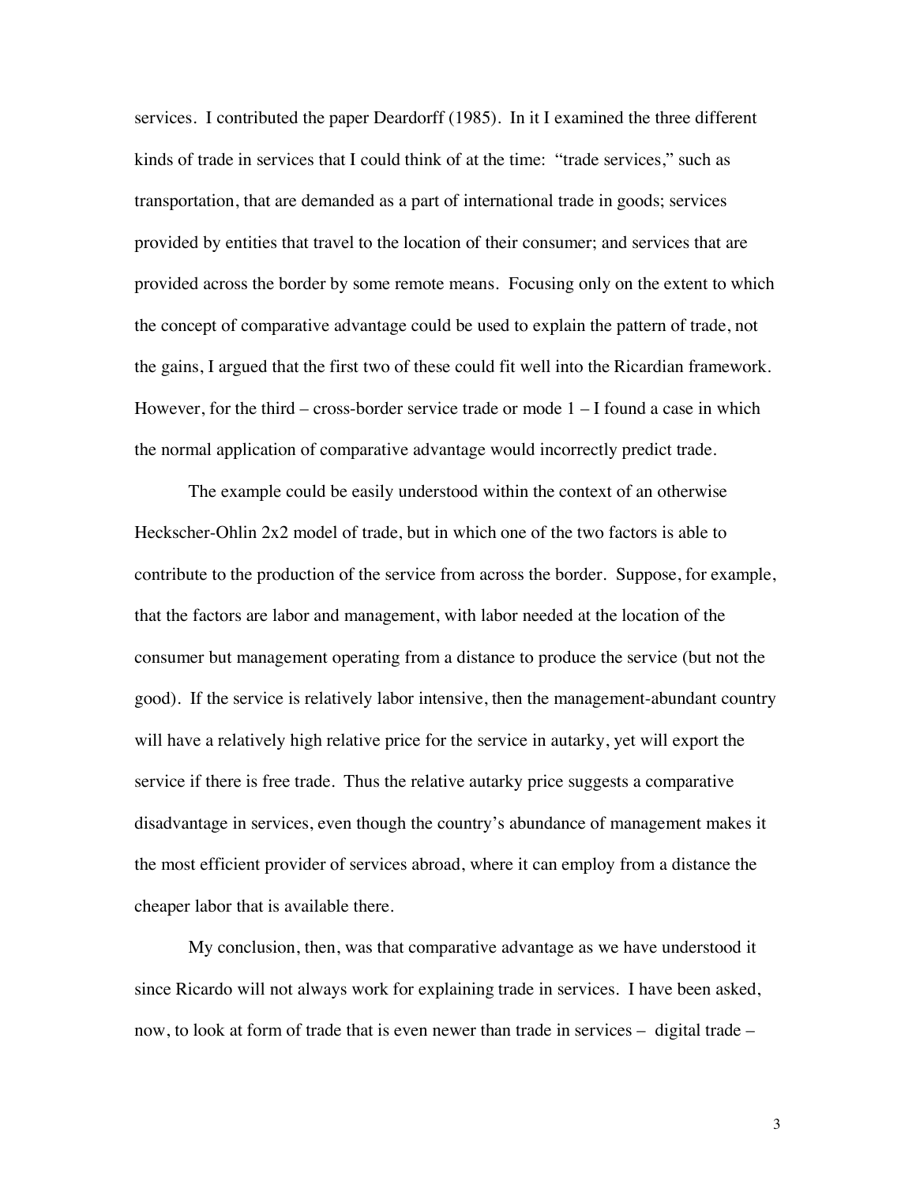services. I contributed the paper Deardorff (1985). In it I examined the three different kinds of trade in services that I could think of at the time: "trade services," such as transportation, that are demanded as a part of international trade in goods; services provided by entities that travel to the location of their consumer; and services that are provided across the border by some remote means. Focusing only on the extent to which the concept of comparative advantage could be used to explain the pattern of trade, not the gains, I argued that the first two of these could fit well into the Ricardian framework. However, for the third – cross-border service trade or mode 1 – I found a case in which the normal application of comparative advantage would incorrectly predict trade.

The example could be easily understood within the context of an otherwise Heckscher-Ohlin 2x2 model of trade, but in which one of the two factors is able to contribute to the production of the service from across the border. Suppose, for example, that the factors are labor and management, with labor needed at the location of the consumer but management operating from a distance to produce the service (but not the good). If the service is relatively labor intensive, then the management-abundant country will have a relatively high relative price for the service in autarky, yet will export the service if there is free trade. Thus the relative autarky price suggests a comparative disadvantage in services, even though the country's abundance of management makes it the most efficient provider of services abroad, where it can employ from a distance the cheaper labor that is available there.

My conclusion, then, was that comparative advantage as we have understood it since Ricardo will not always work for explaining trade in services. I have been asked, now, to look at form of trade that is even newer than trade in services – digital trade –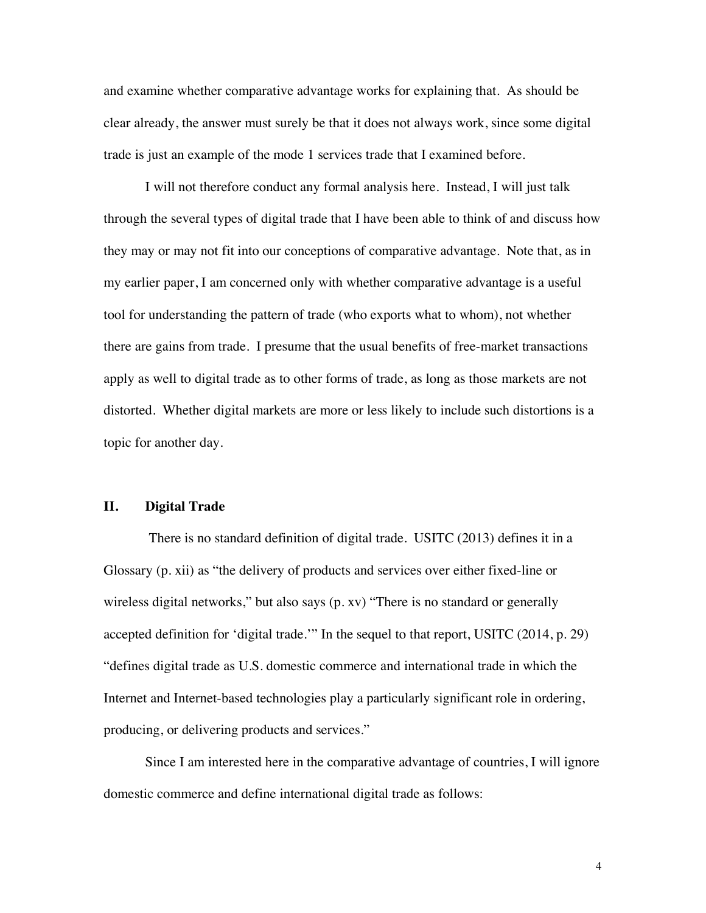and examine whether comparative advantage works for explaining that. As should be clear already, the answer must surely be that it does not always work, since some digital trade is just an example of the mode 1 services trade that I examined before.

I will not therefore conduct any formal analysis here. Instead, I will just talk through the several types of digital trade that I have been able to think of and discuss how they may or may not fit into our conceptions of comparative advantage. Note that, as in my earlier paper, I am concerned only with whether comparative advantage is a useful tool for understanding the pattern of trade (who exports what to whom), not whether there are gains from trade. I presume that the usual benefits of free-market transactions apply as well to digital trade as to other forms of trade, as long as those markets are not distorted. Whether digital markets are more or less likely to include such distortions is a topic for another day.

## II. Digital Trade

There is no standard definition of digital trade. USITC (2013) defines it in a Glossary (p. xii) as "the delivery of products and services over either fixed-line or wireless digital networks," but also says (p. xv) "There is no standard or generally accepted definition for 'digital trade.'" In the sequel to that report, USITC (2014, p. 29) "defines digital trade as U.S. domestic commerce and international trade in which the Internet and Internet-based technologies play a particularly significant role in ordering, producing, or delivering products and services."

Since I am interested here in the comparative advantage of countries, I will ignore domestic commerce and define international digital trade as follows: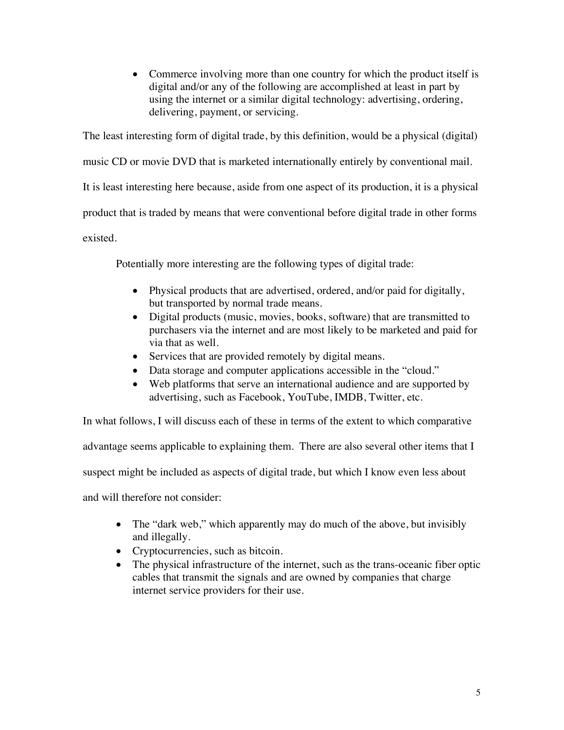- Commerce involving more than one country for which the product itself is digital and/or any of the following are accomplished at least in part by using the internet or a similar digital technology: advertising, ordering, delivering, payment, or servicing.

The least interesting form of digital trade, by this definition, would be a physical (digital) music CD or movie DVD that is marketed internationally entirely by conventional mail. It is least interesting here because, aside from one aspect of its production, it is a physical product that is traded by means that were conventional before digital trade in other forms existed.

Potentially more interesting are the following types of digital trade:

- Physical products that are advertised, ordered, and/or paid for digitally, but transported by normal trade means.
- Digital products (music, movies, books, software) that are transmitted to purchasers via the internet and are most likely to be marketed and paid for via that as well.
- Services that are provided remotely by digital means.
- Data storage and computer applications accessible in the "cloud."
- Web platforms that serve an international audience and are supported by advertising, such as Facebook, YouTube, IMDB, Twitter, etc.

In what follows, I will discuss each of these in terms of the extent to which comparative advantage seems applicable to explaining them. There are also several other items that I suspect might be included as aspects of digital trade, but which I know even less about and will therefore not consider:

- The "dark web," which apparently may do much of the above, but invisibly and illegally.
- Cryptocurrencies, such as bitcoin.
- The physical infrastructure of the internet, such as the trans-oceanic fiber optic cables that transmit the signals and are owned by companies that charge internet service providers for their use.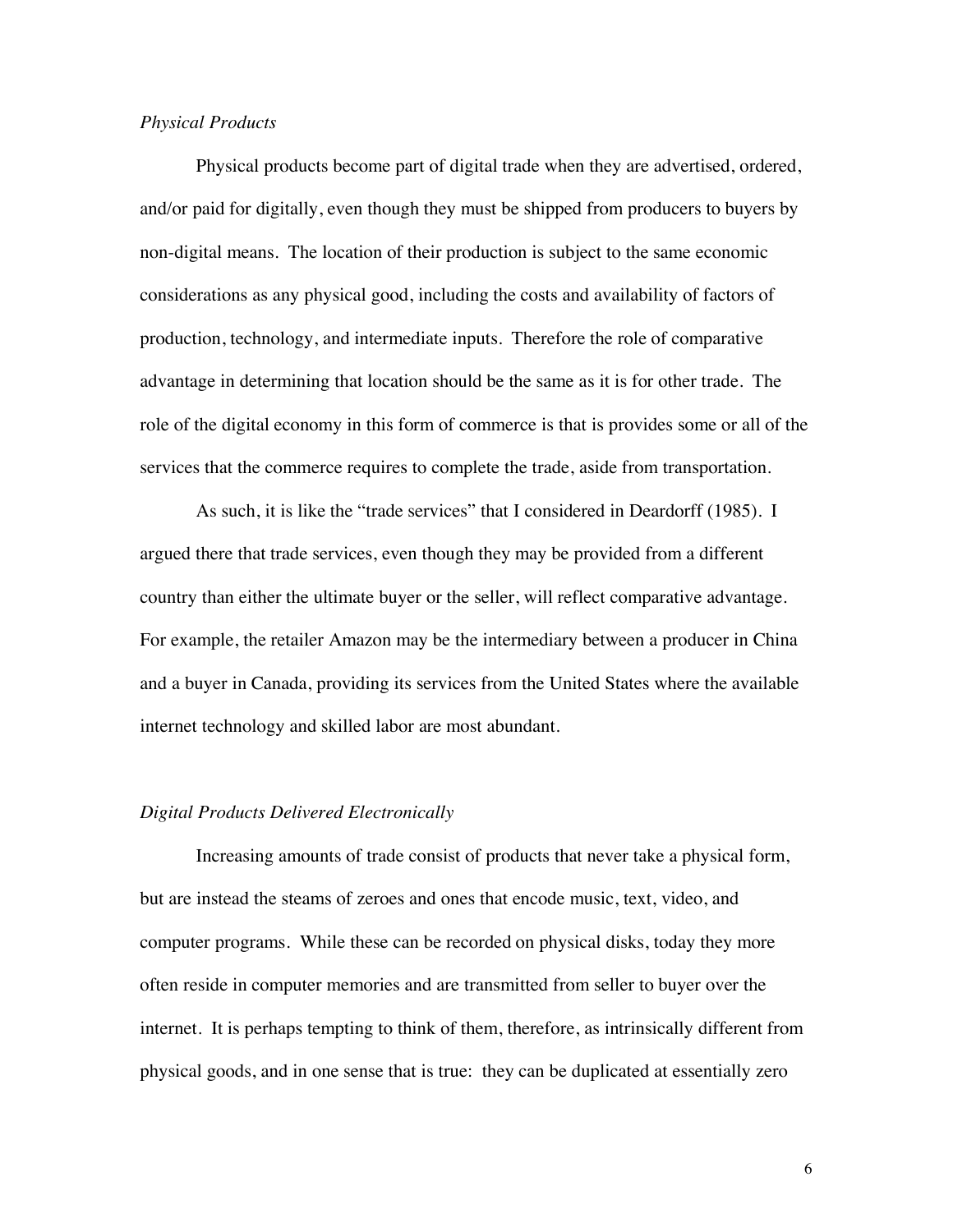*Physical Products*

Physical products become part of digital trade when they are advertised, ordered, and/or paid for digitally, even though they must be shipped from producers to buyers by non-digital means. The location of their production is subject to the same economic considerations as any physical good, including the costs and availability of factors of production, technology, and intermediate inputs. Therefore the role of comparative advantage in determining that location should be the same as it is for other trade. The role of the digital economy in this form of commerce is that is provides some or all of the services that the commerce requires to complete the trade, aside from transportation.

As such, it is like the "trade services" that I considered in Deardorff (1985). I argued there that trade services, even though they may be provided from a different country than either the ultimate buyer or the seller, will reflect comparative advantage. For example, the retailer Amazon may be the intermediary between a producer in China and a buyer in Canada, providing its services from the United States where the available internet technology and skilled labor are most abundant.

*Digital Products Delivered Electronically*

Increasing amounts of trade consist of products that never take a physical form, but are instead the steams of zeroes and ones that encode music, text, video, and computer programs. While these can be recorded on physical disks, today they more often reside in computer memories and are transmitted from seller to buyer over the internet. It is perhaps tempting to think of them, therefore, as intrinsically different from physical goods, and in one sense that is true: they can be duplicated at essentially zero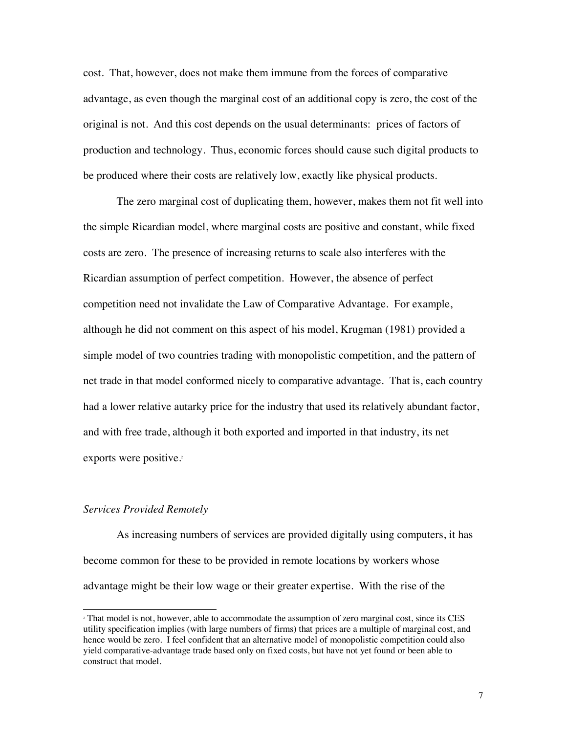cost. That, however, does not make them immune from the forces of comparative advantage, as even though the marginal cost of an additional copy is zero, the cost of the original is not. And this cost depends on the usual determinants: prices of factors of production and technology. Thus, economic forces should cause such digital products to be produced where their costs are relatively low, exactly like physical products.

The zero marginal cost of duplicating them, however, makes them not fit well into the simple Ricardian model, where marginal costs are positive and constant, while fixed costs are zero. The presence of increasing returns to scale also interferes with the Ricardian assumption of perfect competition. However, the absence of perfect competition need not invalidate the Law of Comparative Advantage. For example, although he did not comment on this aspect of his model, Krugman (1981) provided a simple model of two countries trading with monopolistic competition, and the pattern of net trade in that model conformed nicely to comparative advantage. That is, each country had a lower relative autarky price for the industry that used its relatively abundant factor, and with free trade, although it both exported and imported in that industry, its net exports were positive.[2]

### *Services Provided Remotely*

As increasing numbers of services are provided digitally using computers, it has become common for these to be provided in remote locations by workers whose advantage might be their low wage or their greater expertise. With the rise of the

---

[2] That model is not, however, able to accommodate the assumption of zero marginal cost, since its CES utility specification implies (with large numbers of firms) that prices are a multiple of marginal cost, and hence would be zero. I feel confident that an alternative model of monopolistic competition could also yield comparative-advantage trade based only on fixed costs, but have not yet found or been able to construct that model.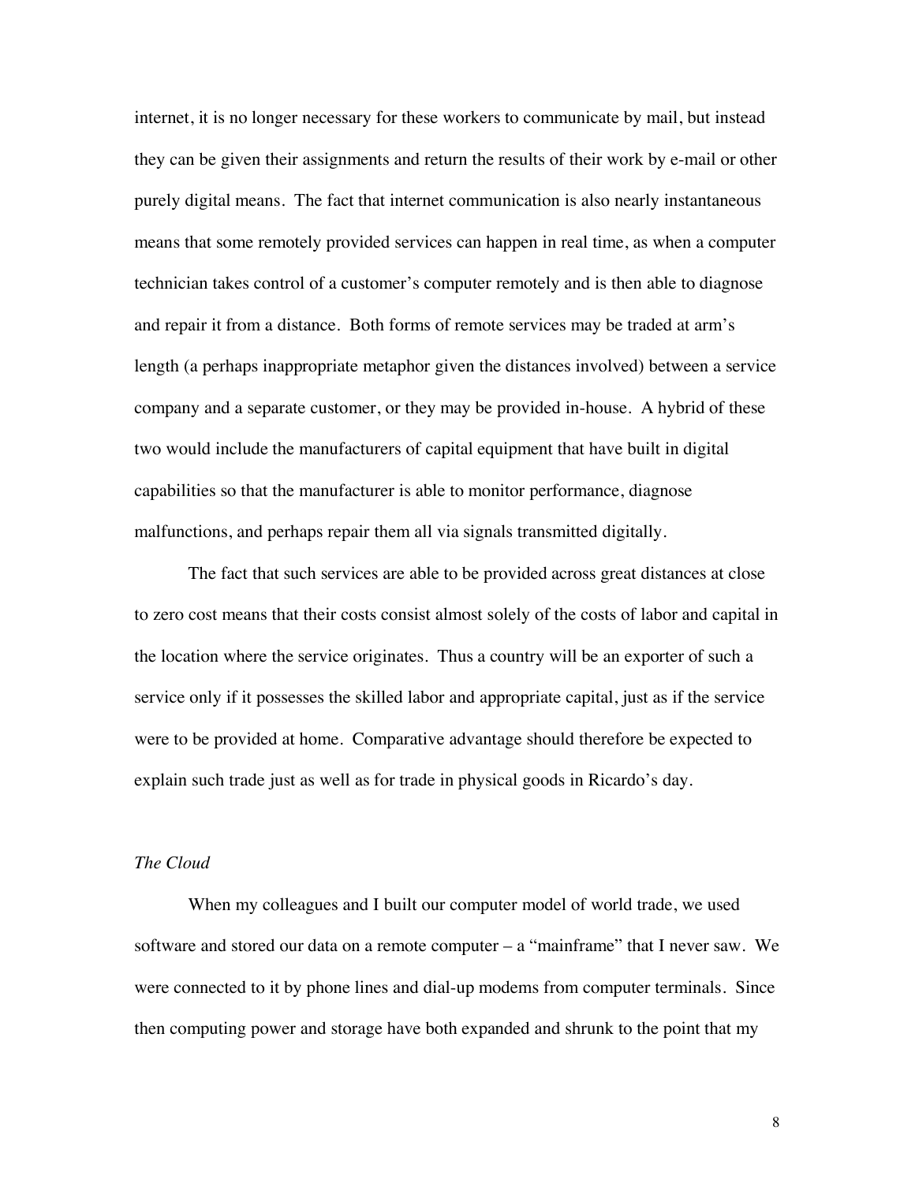internet, it is no longer necessary for these workers to communicate by mail, but instead they can be given their assignments and return the results of their work by e-mail or other purely digital means. The fact that internet communication is also nearly instantaneous means that some remotely provided services can happen in real time, as when a computer technician takes control of a customer's computer remotely and is then able to diagnose and repair it from a distance. Both forms of remote services may be traded at arm's length (a perhaps inappropriate metaphor given the distances involved) between a service company and a separate customer, or they may be provided in-house. A hybrid of these two would include the manufacturers of capital equipment that have built in digital capabilities so that the manufacturer is able to monitor performance, diagnose malfunctions, and perhaps repair them all via signals transmitted digitally.

The fact that such services are able to be provided across great distances at close to zero cost means that their costs consist almost solely of the costs of labor and capital in the location where the service originates. Thus a country will be an exporter of such a service only if it possesses the skilled labor and appropriate capital, just as if the service were to be provided at home. Comparative advantage should therefore be expected to explain such trade just as well as for trade in physical goods in Ricardo's day.

*The Cloud*

When my colleagues and I built our computer model of world trade, we used software and stored our data on a remote computer – a "mainframe" that I never saw. We were connected to it by phone lines and dial-up modems from computer terminals. Since then computing power and storage have both expanded and shrunk to the point that my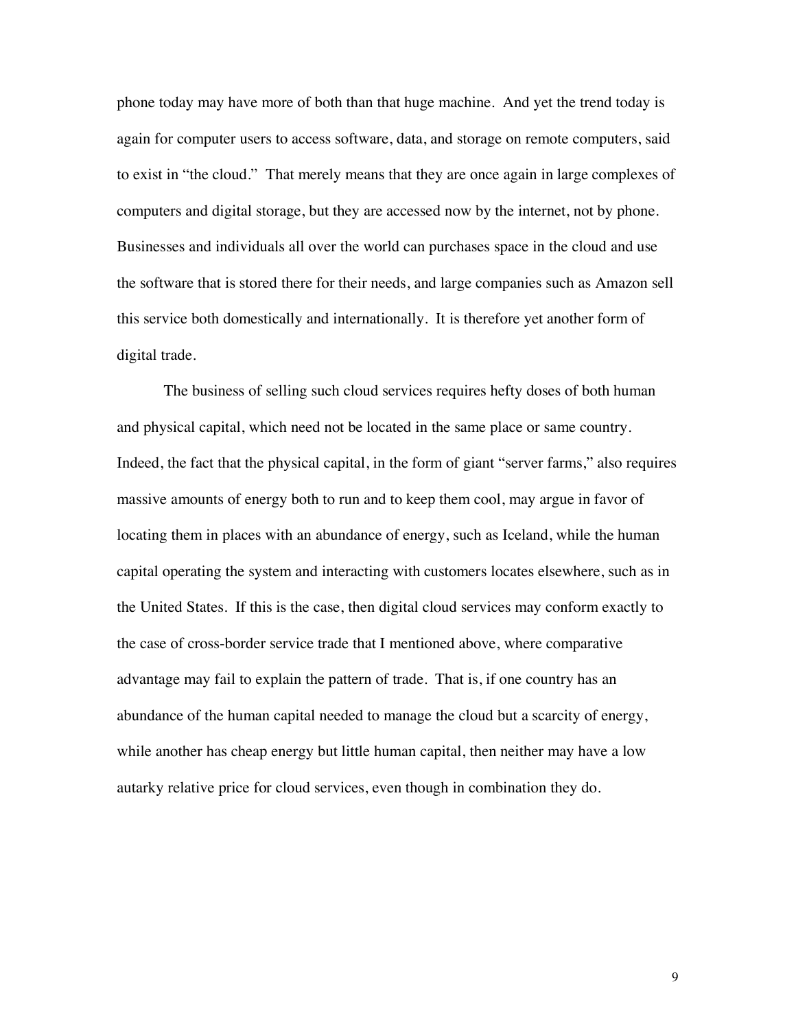phone today may have more of both than that huge machine. And yet the trend today is again for computer users to access software, data, and storage on remote computers, said to exist in "the cloud." That merely means that they are once again in large complexes of computers and digital storage, but they are accessed now by the internet, not by phone. Businesses and individuals all over the world can purchases space in the cloud and use the software that is stored there for their needs, and large companies such as Amazon sell this service both domestically and internationally. It is therefore yet another form of digital trade.

The business of selling such cloud services requires hefty doses of both human and physical capital, which need not be located in the same place or same country. Indeed, the fact that the physical capital, in the form of giant "server farms," also requires massive amounts of energy both to run and to keep them cool, may argue in favor of locating them in places with an abundance of energy, such as Iceland, while the human capital operating the system and interacting with customers locates elsewhere, such as in the United States. If this is the case, then digital cloud services may conform exactly to the case of cross-border service trade that I mentioned above, where comparative advantage may fail to explain the pattern of trade. That is, if one country has an abundance of the human capital needed to manage the cloud but a scarcity of energy, while another has cheap energy but little human capital, then neither may have a low autarky relative price for cloud services, even though in combination they do.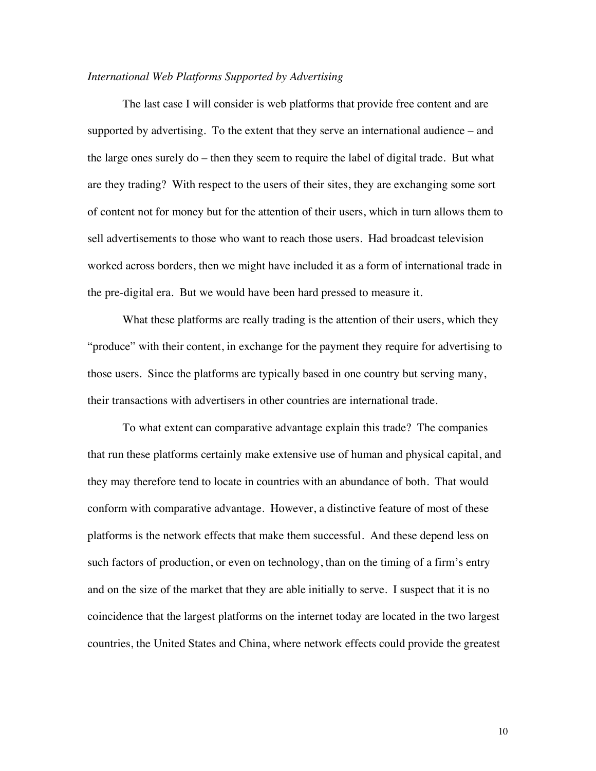*International Web Platforms Supported by Advertising*

The last case I will consider is web platforms that provide free content and are supported by advertising. To the extent that they serve an international audience – and the large ones surely do – then they seem to require the label of digital trade. But what are they trading? With respect to the users of their sites, they are exchanging some sort of content not for money but for the attention of their users, which in turn allows them to sell advertisements to those who want to reach those users. Had broadcast television worked across borders, then we might have included it as a form of international trade in the pre-digital era. But we would have been hard pressed to measure it.

What these platforms are really trading is the attention of their users, which they "produce" with their content, in exchange for the payment they require for advertising to those users. Since the platforms are typically based in one country but serving many, their transactions with advertisers in other countries are international trade.

To what extent can comparative advantage explain this trade? The companies that run these platforms certainly make extensive use of human and physical capital, and they may therefore tend to locate in countries with an abundance of both. That would conform with comparative advantage. However, a distinctive feature of most of these platforms is the network effects that make them successful. And these depend less on such factors of production, or even on technology, than on the timing of a firm's entry and on the size of the market that they are able initially to serve. I suspect that it is no coincidence that the largest platforms on the internet today are located in the two largest countries, the United States and China, where network effects could provide the greatest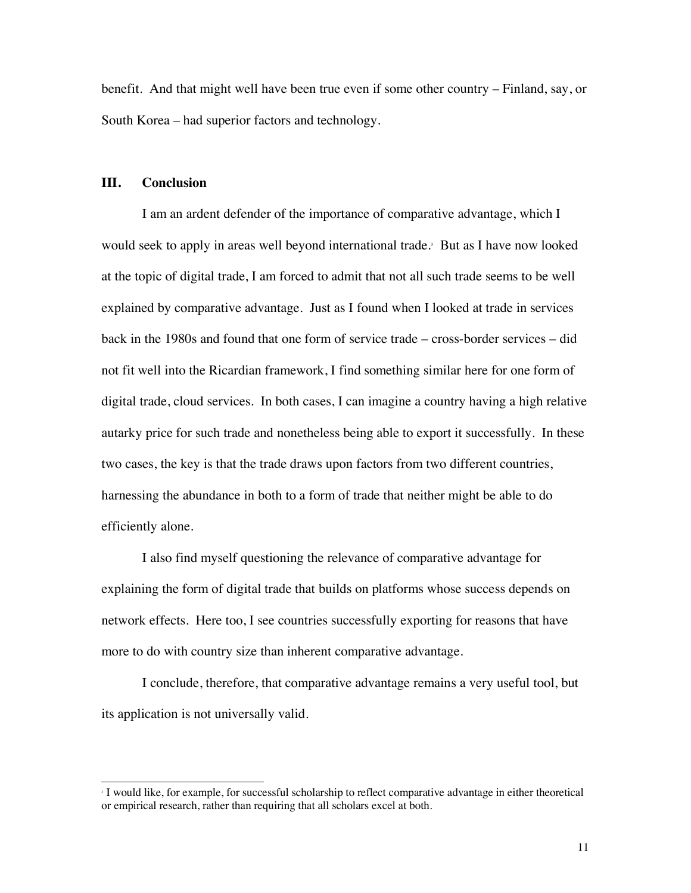benefit. And that might well have been true even if some other country – Finland, say, or South Korea – had superior factors and technology.

## III. Conclusion

I am an ardent defender of the importance of comparative advantage, which I would seek to apply in areas well beyond international trade.[3] But as I have now looked at the topic of digital trade, I am forced to admit that not all such trade seems to be well explained by comparative advantage. Just as I found when I looked at trade in services back in the 1980s and found that one form of service trade – cross-border services – did not fit well into the Ricardian framework, I find something similar here for one form of digital trade, cloud services. In both cases, I can imagine a country having a high relative autarky price for such trade and nonetheless being able to export it successfully. In these two cases, the key is that the trade draws upon factors from two different countries, harnessing the abundance in both to a form of trade that neither might be able to do efficiently alone.

I also find myself questioning the relevance of comparative advantage for explaining the form of digital trade that builds on platforms whose success depends on network effects. Here too, I see countries successfully exporting for reasons that have more to do with country size than inherent comparative advantage.

I conclude, therefore, that comparative advantage remains a very useful tool, but its application is not universally valid.

---

[3] I would like, for example, for successful scholarship to reflect comparative advantage in either theoretical or empirical research, rather than requiring that all scholars excel at both.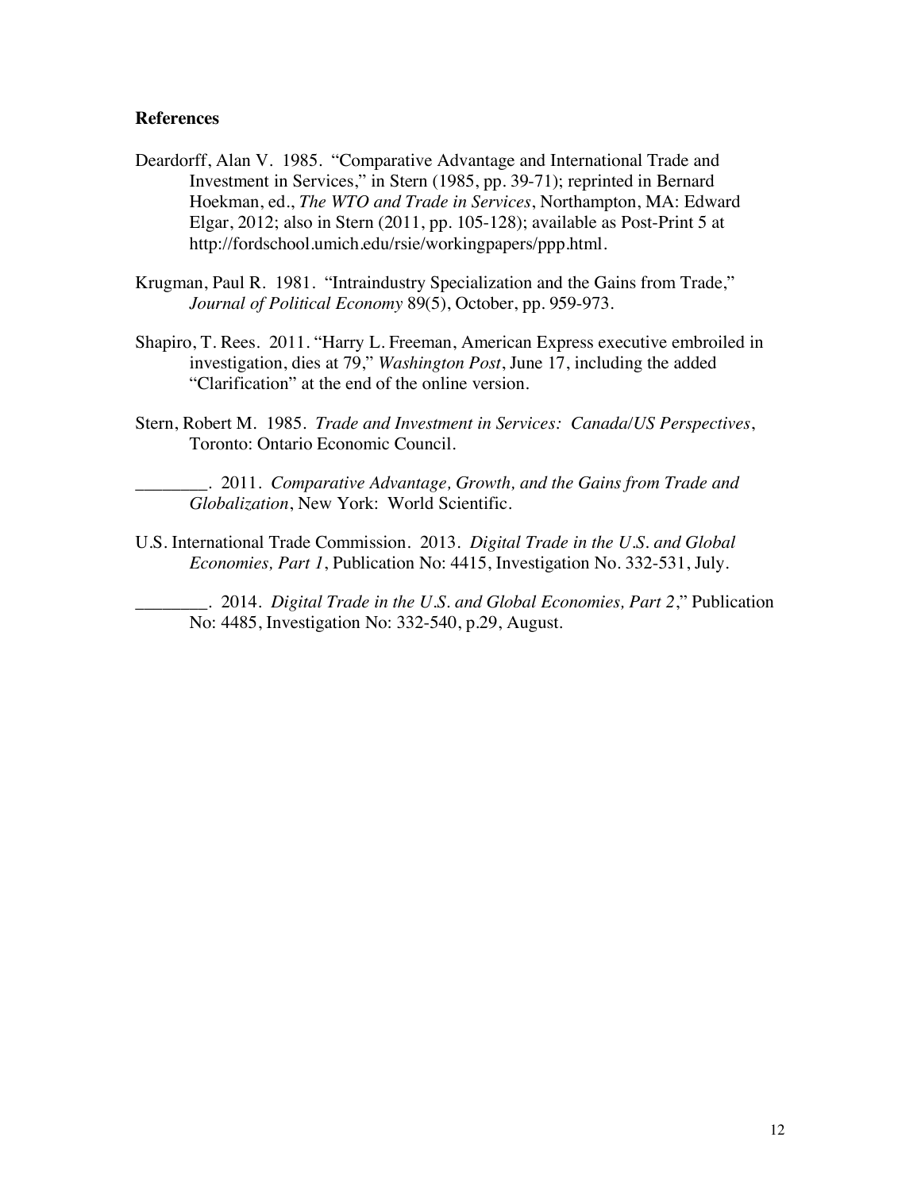**References**

Deardorff, Alan V. 1985. "Comparative Advantage and International Trade and Investment in Services," in Stern (1985, pp. 39-71); reprinted in Bernard Hoekman, ed., *The WTO and Trade in Services*, Northampton, MA: Edward Elgar, 2012; also in Stern (2011, pp. 105-128); available as Post-Print 5 at http://fordschool.umich.edu/rsie/workingpapers/ppp.html.

Krugman, Paul R. 1981. "Intraindustry Specialization and the Gains from Trade," *Journal of Political Economy* 89(5), October, pp. 959-973.

Shapiro, T. Rees. 2011. "Harry L. Freeman, American Express executive embroiled in investigation, dies at 79," *Washington Post*, June 17, including the added "Clarification" at the end of the online version.

Stern, Robert M. 1985. *Trade and Investment in Services: Canada/US Perspectives*, Toronto: Ontario Economic Council.

________. 2011. *Comparative Advantage, Growth, and the Gains from Trade and Globalization*, New York: World Scientific.

U.S. International Trade Commission. 2013. *Digital Trade in the U.S. and Global Economies, Part 1*, Publication No: 4415, Investigation No. 332-531, July.

________. 2014. *Digital Trade in the U.S. and Global Economies, Part 2*," Publication No: 4485, Investigation No: 332-540, p.29, August.